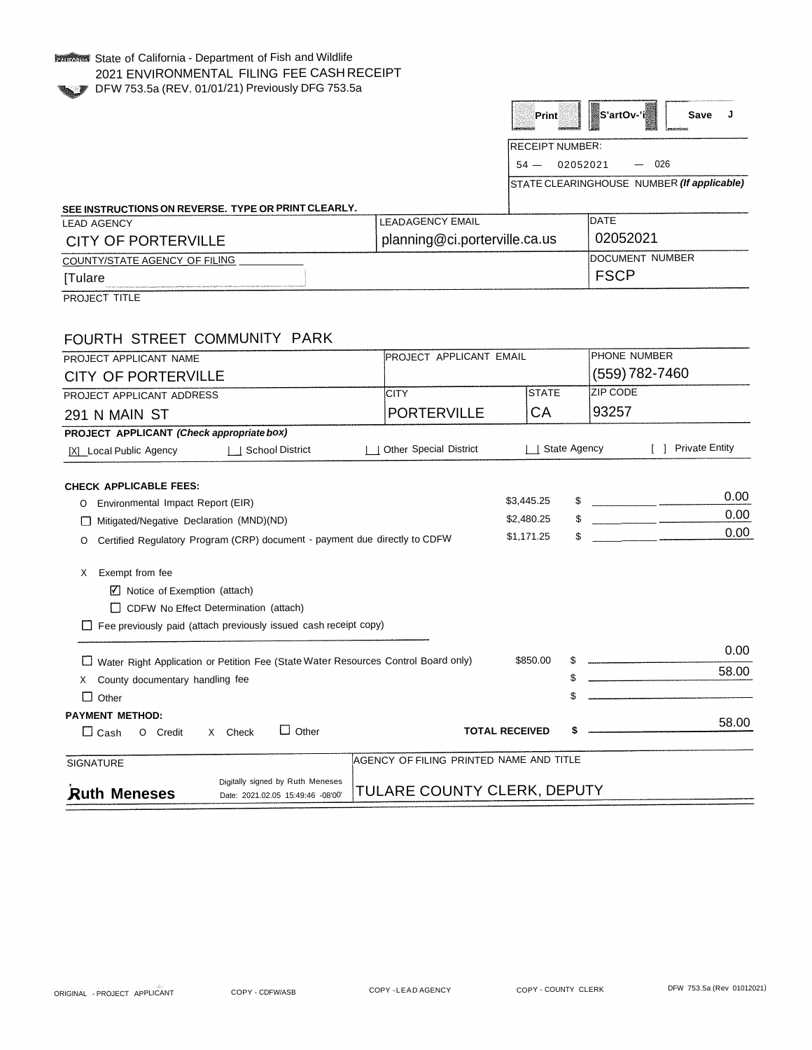State of California - Department of Fish and Wildlife
2021 ENVIRONMENTAL FILING FEE CASH RECEIPT
DFW 753.5a (REV. 01/01/21) Previously DFG 753.5a

Print | S'artOv-'i | Save J

RECEIPT NUMBER:
54 — 02052021 — 026

STATE CLEARINGHOUSE NUMBER *(If applicable)*

**SEE INSTRUCTIONS ON REVERSE. TYPE OR PRINT CLEARLY.**

| LEAD AGENCY | LEADAGENCY EMAIL | DATE |
|---|---|---|
| CITY OF PORTERVILLE | planning@ci.porterville.ca.us | 02052021 |

| COUNTY/STATE AGENCY OF FILING | DOCUMENT NUMBER |
|---|---|
| [Tulare | FSCP |

PROJECT TITLE

FOURTH STREET COMMUNITY PARK

| PROJECT APPLICANT NAME | PROJECT APPLICANT EMAIL | PHONE NUMBER |
|---|---|---|
| CITY OF PORTERVILLE | | (559) 782-7460 |

| PROJECT APPLICANT ADDRESS | CITY | STATE | ZIP CODE |
|---|---|---|---|
| 291 N MAIN ST | PORTERVILLE | CA | 93257 |

**PROJECT APPLICANT *(Check appropriate box)***

[X] Local Public Agency | [ ] School District | [ ] Other Special District | [ ] State Agency | [ ] Private Entity

**CHECK APPLICABLE FEES:**

| | | | |
|---|---|---|---|
| O Environmental Impact Report (EIR) | $3,445.25 | $ | 0.00 |
| ☐ Mitigated/Negative Declaration (MND)(ND) | $2,480.25 | $ | 0.00 |
| O Certified Regulatory Program (CRP) document - payment due directly to CDFW | $1,171.25 | $ | 0.00 |

X Exempt from fee
- ☑ Notice of Exemption (attach)
- ☐ CDFW No Effect Determination (attach)

☐ Fee previously paid (attach previously issued cash receipt copy)

| | | | |
|---|---|---|---|
| ☐ Water Right Application or Petition Fee (State Water Resources Control Board only) | $850.00 | $ | 0.00 |
| X County documentary handling fee | | $ | 58.00 |
| ☐ Other | | $ | |

**PAYMENT METHOD:**

☐ Cash O Credit X Check ☐ Other **TOTAL RECEIVED** **$** 58.00

| SIGNATURE | AGENCY OF FILING PRINTED NAME AND TITLE |
|---|---|
| **Ruth Meneses** Digitally signed by Ruth Meneses Date: 2021.02.05 15:49:46 -08'00' | TULARE COUNTY CLERK, DEPUTY |

ORIGINAL - PROJECT APPLICANT | COPY - CDFW/ASB | COPY - LEAD AGENCY | COPY - COUNTY CLERK | DFW 753.5a (Rev 01012021)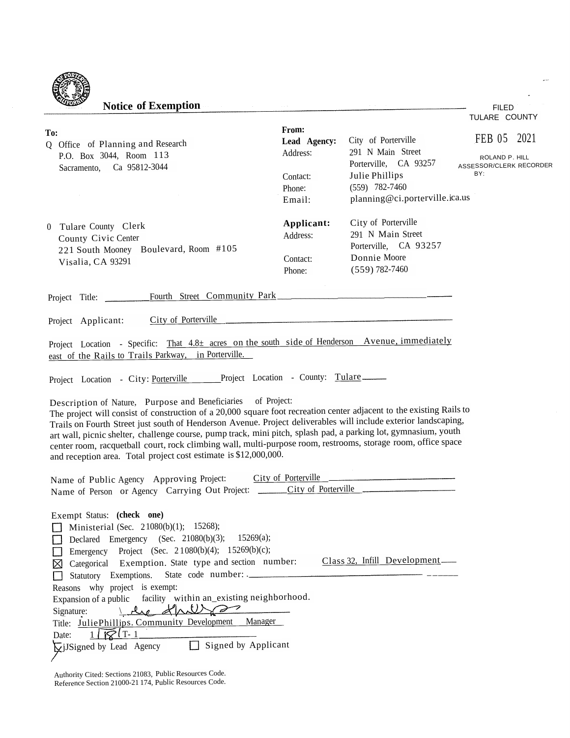# Notice of Exemption

FILED
TULARE COUNTY

FEB 05 2021

ROLAND P. HILL
ASSESSOR/CLERK RECORDER
BY:

**To:**

☐ Office of Planning and Research
P.O. Box 3044, Room 113
Sacramento, Ca 95812-3044

☐ Tulare County Clerk
County Civic Center
221 South Mooney Boulevard, Room #105
Visalia, CA 93291

**From:**

**Lead Agency:** City of Porterville
Address: 291 N Main Street
Porterville, CA 93257
Contact: Julie Phillips
Phone: (559) 782-7460
Email: planning@ci.porterville.ica.us

**Applicant:** City of Porterville
Address: 291 N Main Street
Porterville, CA 93257
Contact: Donnie Moore
Phone: (559) 782-7460

Project Title: Fourth Street Community Park

Project Applicant: City of Porterville

Project Location - Specific: That 4.8± acres on the south side of Henderson Avenue, immediately east of the Rails to Trails Parkway, in Porterville.

Project Location - City: Porterville Project Location - County: Tulare

Description of Nature, Purpose and Beneficiaries of Project:
The project will consist of construction of a 20,000 square foot recreation center adjacent to the existing Rails to Trails on Fourth Street just south of Henderson Avenue. Project deliverables will include exterior landscaping, art wall, picnic shelter, challenge course, pump track, mini pitch, splash pad, a parking lot, gymnasium, youth center room, racquetball court, rock climbing wall, multi-purpose room, restrooms, storage room, office space and reception area. Total project cost estimate is $12,000,000.

Name of Public Agency Approving Project: City of Porterville
Name of Person or Agency Carrying Out Project: City of Porterville

Exempt Status: **(check one)**

- ☐ Ministerial (Sec. 21080(b)(1); 15268);
- ☐ Declared Emergency (Sec. 21080(b)(3); 15269(a);
- ☐ Emergency Project (Sec. 21080(b)(4); 15269(b)(c);
- ☒ Categorical Exemption. State type and section number: Class 32, Infill Development
- ☐ Statutory Exemptions. State code number:

Reasons why project is exempt:
Expansion of a public facility within an existing neighborhood.

Signature: [signature]
Title: Julie Phillips. Community Development Manager
Date: 1/18/21

☒ Signed by Lead Agency ☐ Signed by Applicant

Authority Cited: Sections 21083, Public Resources Code.
Reference Section 21000-21174, Public Resources Code.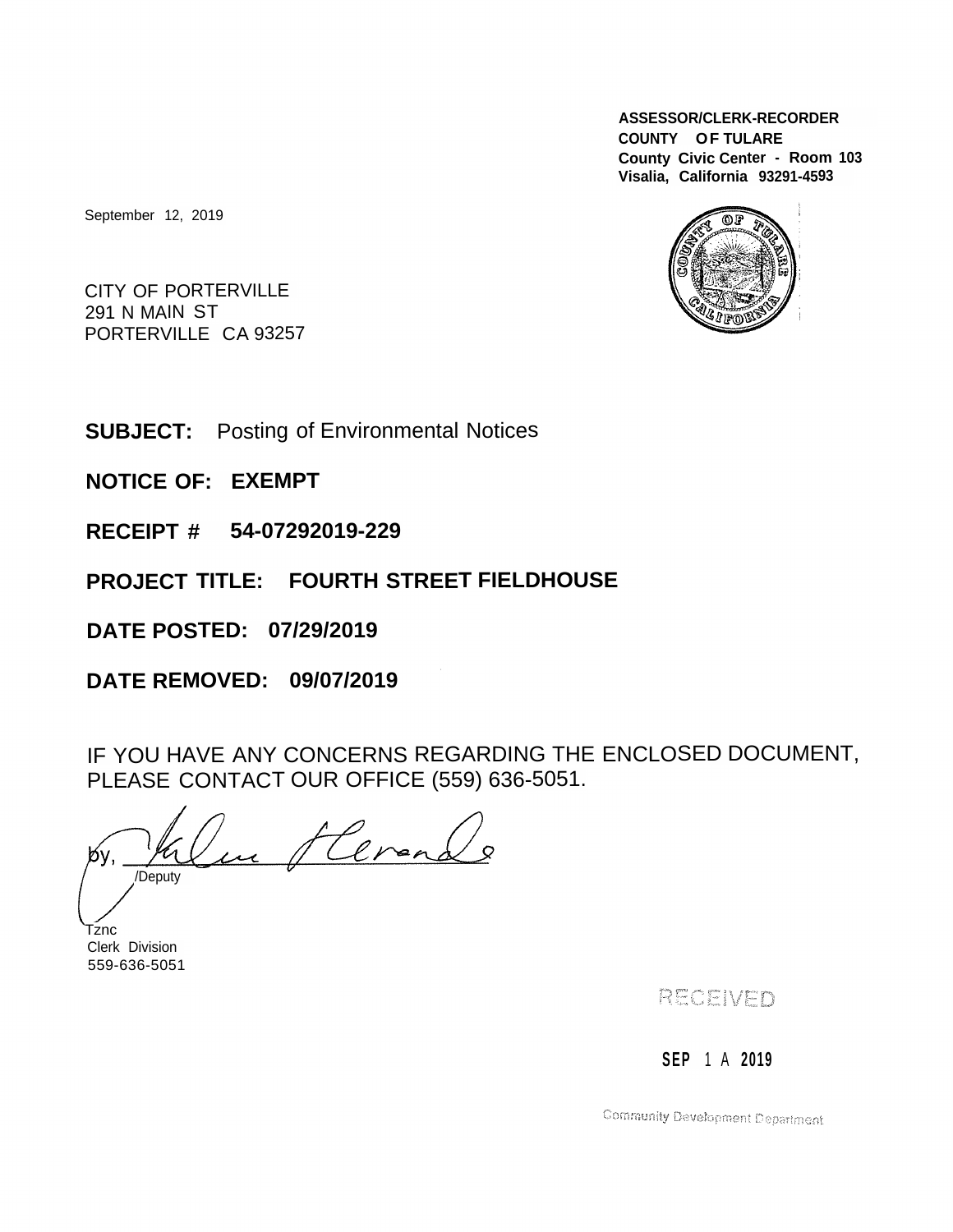**ASSESSOR/CLERK-RECORDER**
**COUNTY OF TULARE**
**County Civic Center - Room 103**
**Visalia, California 93291-4593**

September 12, 2019

CITY OF PORTERVILLE
291 N MAIN ST
PORTERVILLE CA 93257

**SUBJECT:** Posting of Environmental Notices

**NOTICE OF: EXEMPT**

**RECEIPT # 54-07292019-229**

**PROJECT TITLE: FOURTH STREET FIELDHOUSE**

**DATE POSTED: 07/29/2019**

**DATE REMOVED: 09/07/2019**

IF YOU HAVE ANY CONCERNS REGARDING THE ENCLOSED DOCUMENT, PLEASE CONTACT OUR OFFICE (559) 636-5051.

by, ______________________
/Deputy

Tznc
Clerk Division
559-636-5051

RECEIVED

SEP 1 A 2019

Community Development Department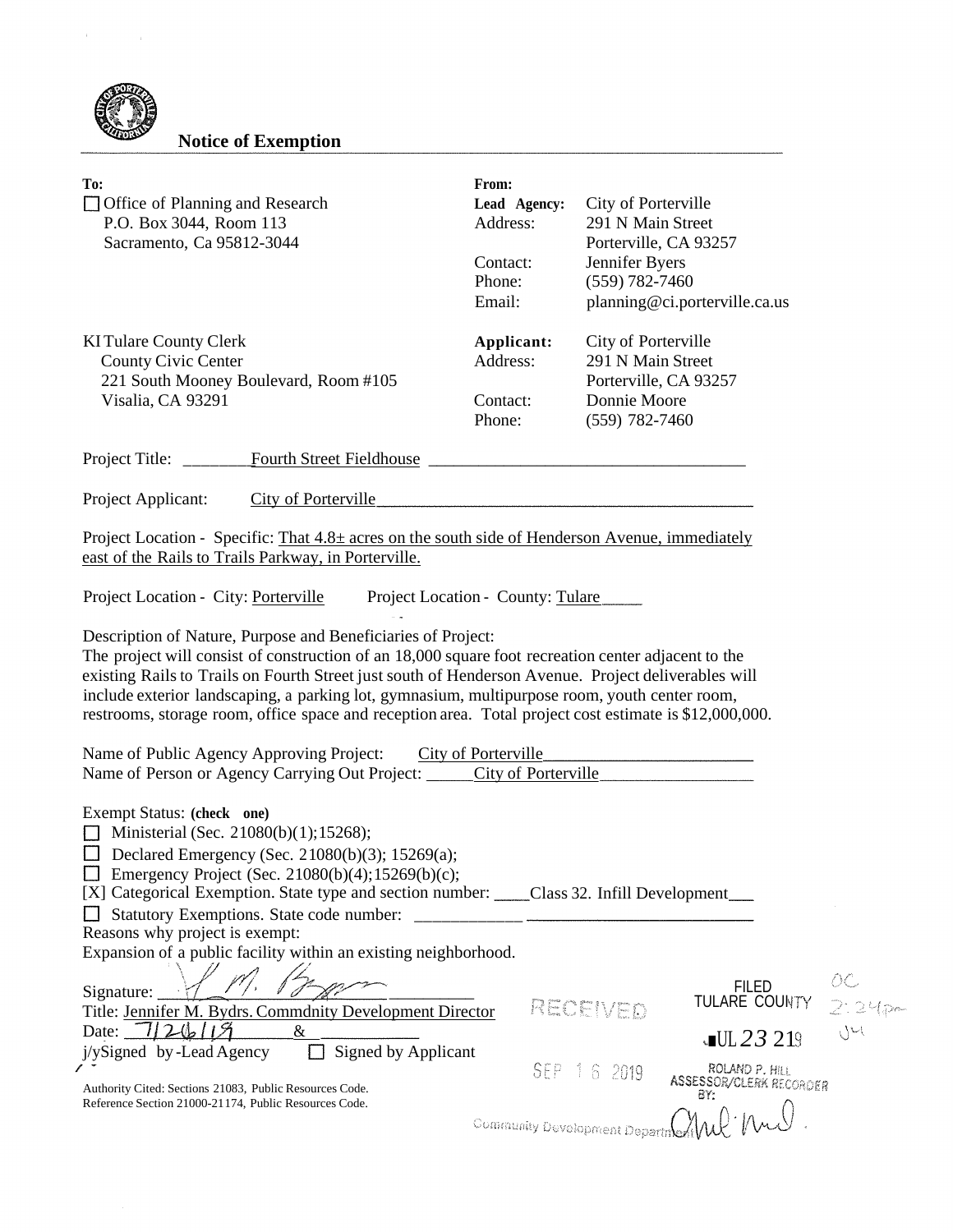# Notice of Exemption

| | | | |
|---|---|---|---|
| **To:** | | **From:** | |
| ☐ Office of Planning and Research | | **Lead Agency:** | City of Porterville |
| P.O. Box 3044, Room 113 | | Address: | 291 N Main Street |
| Sacramento, Ca 95812-3044 | | | Porterville, CA 93257 |
| | | Contact: | Jennifer Byers |
| | | Phone: | (559) 782-7460 |
| | | Email: | planning@ci.porterville.ca.us |
| KI Tulare County Clerk | | **Applicant:** | City of Porterville |
| County Civic Center | | Address: | 291 N Main Street |
| 221 South Mooney Boulevard, Room #105 | | | Porterville, CA 93257 |
| Visalia, CA 93291 | | Contact: | Donnie Moore |
| | | Phone: | (559) 782-7460 |

Project Title: Fourth Street Fieldhouse

Project Applicant: City of Porterville

Project Location - Specific: That 4.8± acres on the south side of Henderson Avenue, immediately east of the Rails to Trails Parkway, in Porterville.

Project Location - City: Porterville Project Location - County: Tulare

Description of Nature, Purpose and Beneficiaries of Project:
The project will consist of construction of an 18,000 square foot recreation center adjacent to the existing Rails to Trails on Fourth Street just south of Henderson Avenue. Project deliverables will include exterior landscaping, a parking lot, gymnasium, multipurpose room, youth center room, restrooms, storage room, office space and reception area. Total project cost estimate is $12,000,000.

Name of Public Agency Approving Project: City of Porterville
Name of Person or Agency Carrying Out Project: City of Porterville

Exempt Status: **(check one)**
- ☐ Ministerial (Sec. 21080(b)(1);15268);
- ☐ Declared Emergency (Sec. 21080(b)(3); 15269(a);
- ☐ Emergency Project (Sec. 21080(b)(4);15269(b)(c);
- [X] Categorical Exemption. State type and section number: Class 32. Infill Development
- ☐ Statutory Exemptions. State code number: ____________

Reasons why project is exempt:
Expansion of a public facility within an existing neighborhood.

Signature: [signature]
Title: Jennifer M. Bydrs. Commdnity Development Director
Date: 7/26/19 &
j/ySigned by-Lead Agency ☐ Signed by Applicant

Authority Cited: Sections 21083, Public Resources Code.
Reference Section 21000-21174, Public Resources Code.

RECEIVED
SEP 16 2019
Community Development Department

FILED
TULARE COUNTY
JUL 23 2019
ROLAND P. HILL
ASSESSOR/CLERK RECORDER
BY:

OC
2:24pm
JH